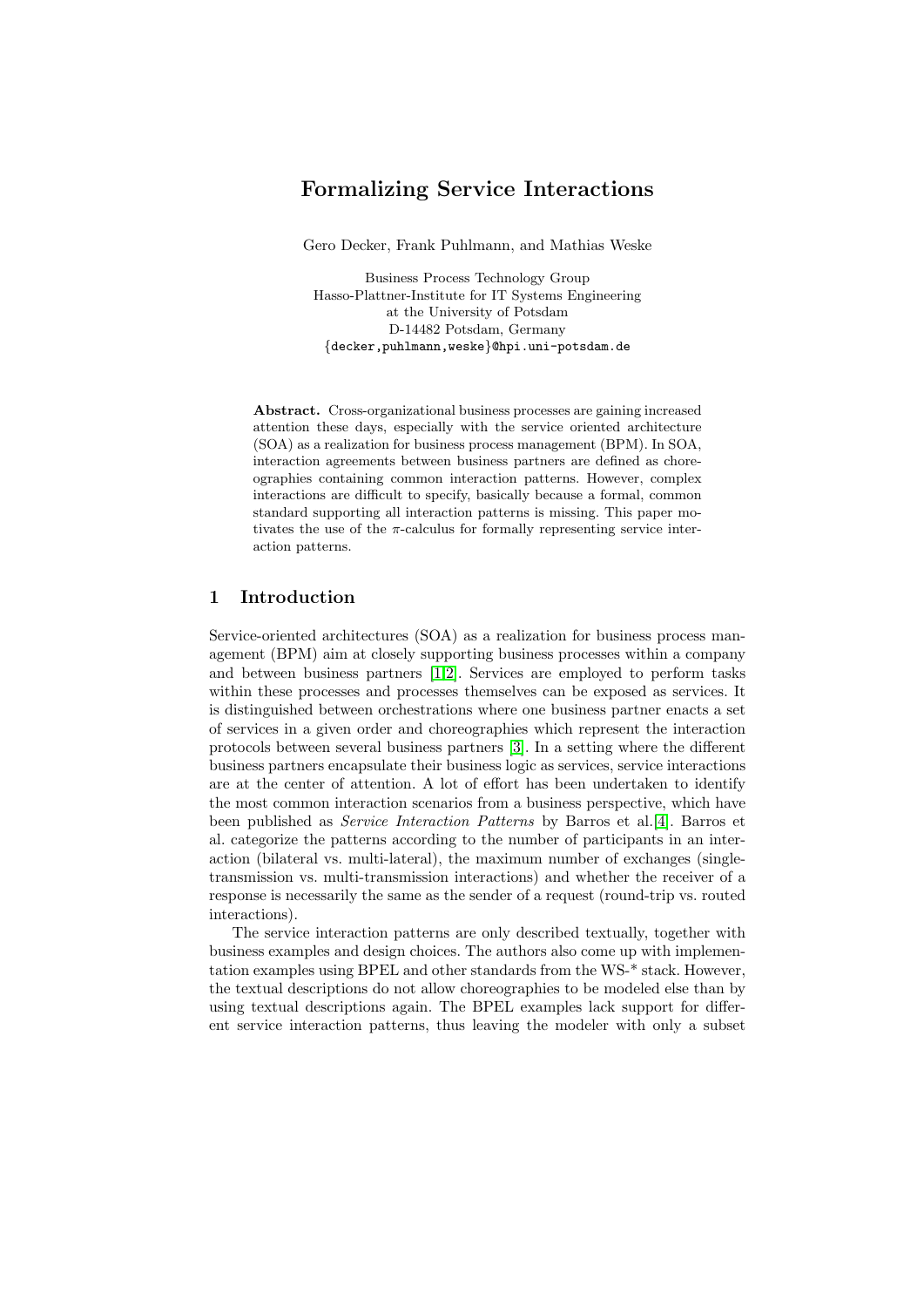# Formalizing Service Interactions

Gero Decker, Frank Puhlmann, and Mathias Weske

Business Process Technology Group
Hasso-Plattner-Institute for IT Systems Engineering
at the University of Potsdam
D-14482 Potsdam, Germany
{decker,puhlmann,weske}@hpi.uni-potsdam.de

**Abstract.** Cross-organizational business processes are gaining increased attention these days, especially with the service oriented architecture (SOA) as a realization for business process management (BPM). In SOA, interaction agreements between business partners are defined as choreographies containing common interaction patterns. However, complex interactions are difficult to specify, basically because a formal, common standard supporting all interaction patterns is missing. This paper motivates the use of the $\pi$-calculus for formally representing service interaction patterns.

## 1 Introduction

Service-oriented architectures (SOA) as a realization for business process management (BPM) aim at closely supporting business processes within a company and between business partners [1,2]. Services are employed to perform tasks within these processes and processes themselves can be exposed as services. It is distinguished between orchestrations where one business partner enacts a set of services in a given order and choreographies which represent the interaction protocols between several business partners [3]. In a setting where the different business partners encapsulate their business logic as services, service interactions are at the center of attention. A lot of effort has been undertaken to identify the most common interaction scenarios from a business perspective, which have been published as *Service Interaction Patterns* by Barros et al.[4]. Barros et al. categorize the patterns according to the number of participants in an interaction (bilateral vs. multi-lateral), the maximum number of exchanges (single-transmission vs. multi-transmission interactions) and whether the receiver of a response is necessarily the same as the sender of a request (round-trip vs. routed interactions).

The service interaction patterns are only described textually, together with business examples and design choices. The authors also come up with implementation examples using BPEL and other standards from the WS-* stack. However, the textual descriptions do not allow choreographies to be modeled else than by using textual descriptions again. The BPEL examples lack support for different service interaction patterns, thus leaving the modeler with only a subset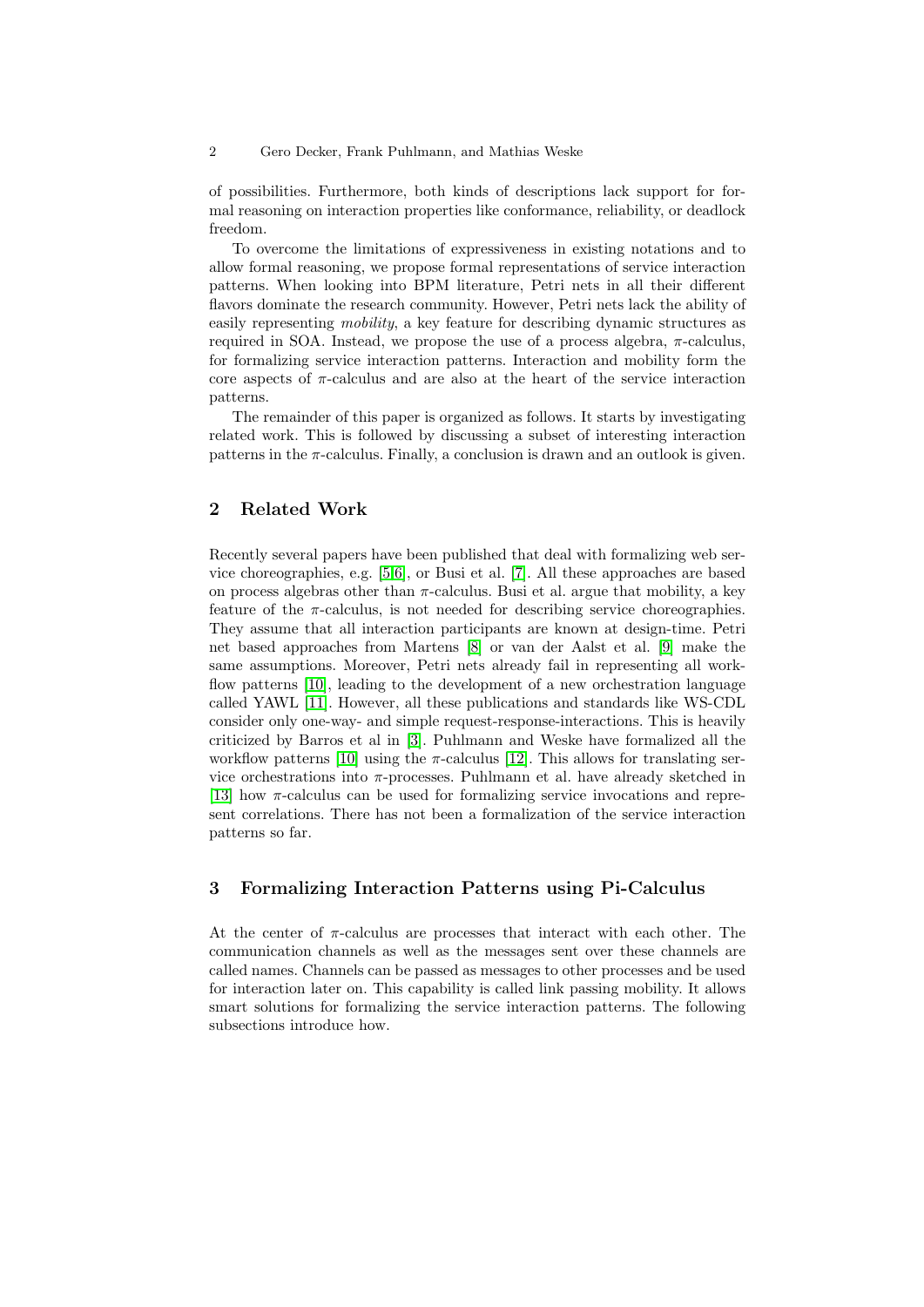of possibilities. Furthermore, both kinds of descriptions lack support for formal reasoning on interaction properties like conformance, reliability, or deadlock freedom.

To overcome the limitations of expressiveness in existing notations and to allow formal reasoning, we propose formal representations of service interaction patterns. When looking into BPM literature, Petri nets in all their different flavors dominate the research community. However, Petri nets lack the ability of easily representing *mobility*, a key feature for describing dynamic structures as required in SOA. Instead, we propose the use of a process algebra, $\pi$-calculus, for formalizing service interaction patterns. Interaction and mobility form the core aspects of $\pi$-calculus and are also at the heart of the service interaction patterns.

The remainder of this paper is organized as follows. It starts by investigating related work. This is followed by discussing a subset of interesting interaction patterns in the $\pi$-calculus. Finally, a conclusion is drawn and an outlook is given.

## 2 Related Work

Recently several papers have been published that deal with formalizing web service choreographies, e.g. [5,6], or Busi et al. [7]. All these approaches are based on process algebras other than $\pi$-calculus. Busi et al. argue that mobility, a key feature of the $\pi$-calculus, is not needed for describing service choreographies. They assume that all interaction participants are known at design-time. Petri net based approaches from Martens [8] or van der Aalst et al. [9] make the same assumptions. Moreover, Petri nets already fail in representing all workflow patterns [10], leading to the development of a new orchestration language called YAWL [11]. However, all these publications and standards like WS-CDL consider only one-way- and simple request-response-interactions. This is heavily criticized by Barros et al in [3]. Puhlmann and Weske have formalized all the workflow patterns [10] using the $\pi$-calculus [12]. This allows for translating service orchestrations into $\pi$-processes. Puhlmann et al. have already sketched in [13] how $\pi$-calculus can be used for formalizing service invocations and represent correlations. There has not been a formalization of the service interaction patterns so far.

## 3 Formalizing Interaction Patterns using Pi-Calculus

At the center of $\pi$-calculus are processes that interact with each other. The communication channels as well as the messages sent over these channels are called names. Channels can be passed as messages to other processes and be used for interaction later on. This capability is called link passing mobility. It allows smart solutions for formalizing the service interaction patterns. The following subsections introduce how.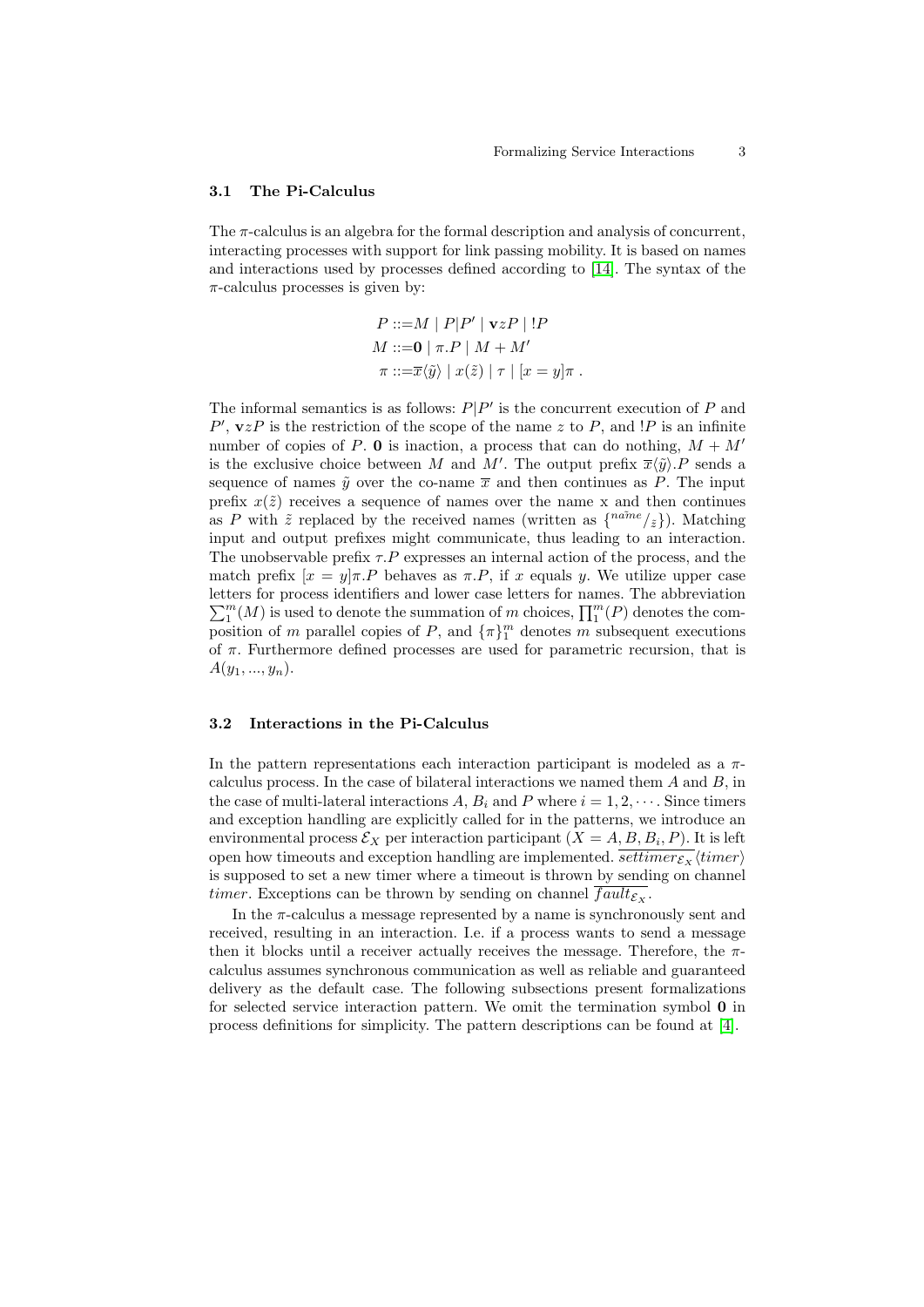### 3.1 The Pi-Calculus

The $\pi$-calculus is an algebra for the formal description and analysis of concurrent, interacting processes with support for link passing mobility. It is based on names and interactions used by processes defined according to [14]. The syntax of the $\pi$-calculus processes is given by:

$$
\begin{aligned}
P &::= M \mid P|P' \mid \mathbf{v}zP \mid !P \\
M &::= \mathbf{0} \mid \pi.P \mid M + M' \\
\pi &::= \overline{x}\langle\tilde{y}\rangle \mid x(\tilde{z}) \mid \tau \mid [x = y]\pi \ .
\end{aligned}
$$

The informal semantics is as follows: $P|P'$ is the concurrent execution of $P$ and $P'$, $\mathbf{v}zP$ is the restriction of the scope of the name $z$ to $P$, and $!P$ is an infinite number of copies of $P$. $\mathbf{0}$ is inaction, a process that can do nothing, $M + M'$ is the exclusive choice between $M$ and $M'$. The output prefix $\overline{x}\langle\tilde{y}\rangle.P$ sends a sequence of names $\tilde{y}$ over the co-name $\overline{x}$ and then continues as $P$. The input prefix $x(\tilde{z})$ receives a sequence of names over the name x and then continues as $P$ with $\tilde{z}$ replaced by the received names (written as $\{^{\widetilde{name}}/_{\tilde{z}}\}$). Matching input and output prefixes might communicate, thus leading to an interaction. The unobservable prefix $\tau.P$ expresses an internal action of the process, and the match prefix $[x = y]\pi.P$ behaves as $\pi.P$, if $x$ equals $y$. We utilize upper case letters for process identifiers and lower case letters for names. The abbreviation $\sum_1^m(M)$ is used to denote the summation of $m$ choices, $\prod_1^m(P)$ denotes the composition of $m$ parallel copies of $P$, and $\{\pi\}_1^m$ denotes $m$ subsequent executions of $\pi$. Furthermore defined processes are used for parametric recursion, that is $A(y_1, ..., y_n)$.

### 3.2 Interactions in the Pi-Calculus

In the pattern representations each interaction participant is modeled as a $\pi$-calculus process. In the case of bilateral interactions we named them $A$ and $B$, in the case of multi-lateral interactions $A$, $B_i$ and $P$ where $i = 1, 2, \cdots$. Since timers and exception handling are explicitly called for in the patterns, we introduce an environmental process $\mathcal{E}_X$ per interaction participant ($X = A, B, B_i, P$). It is left open how timeouts and exception handling are implemented. $\overline{settimer_{\mathcal{E}_X}}\langle timer\rangle$ is supposed to set a new timer where a timeout is thrown by sending on channel $timer$. Exceptions can be thrown by sending on channel $\overline{fault_{\mathcal{E}_X}}$.

In the $\pi$-calculus a message represented by a name is synchronously sent and received, resulting in an interaction. I.e. if a process wants to send a message then it blocks until a receiver actually receives the message. Therefore, the $\pi$-calculus assumes synchronous communication as well as reliable and guaranteed delivery as the default case. The following subsections present formalizations for selected service interaction pattern. We omit the termination symbol $\mathbf{0}$ in process definitions for simplicity. The pattern descriptions can be found at [4].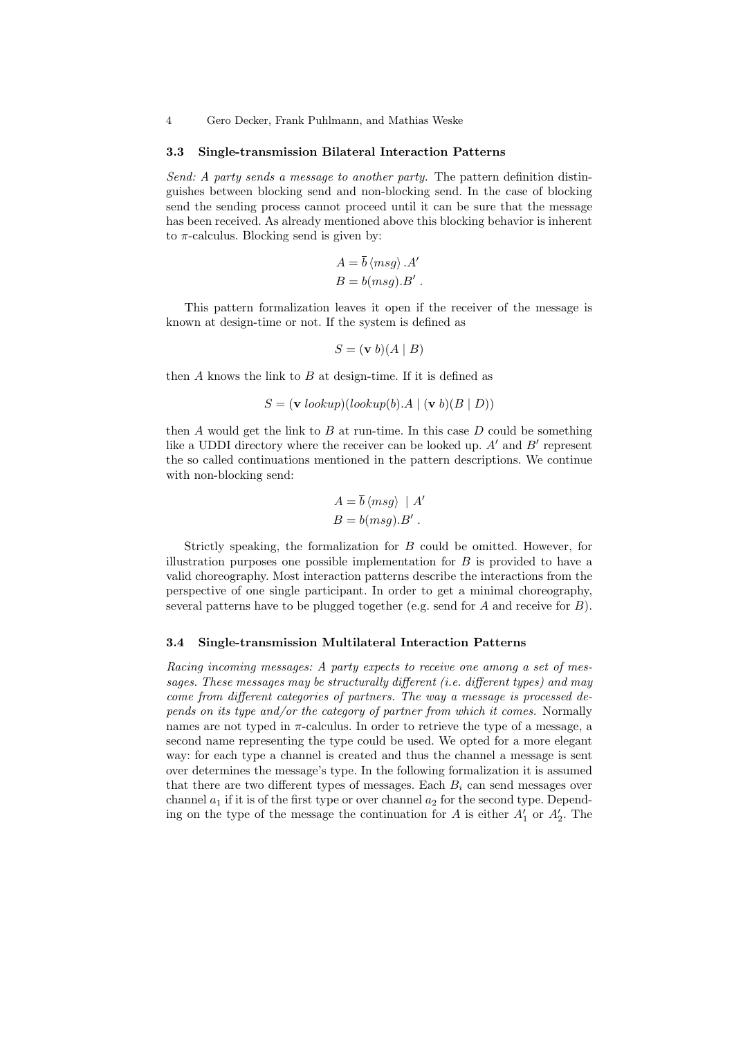### 3.3 Single-transmission Bilateral Interaction Patterns

*Send: A party sends a message to another party.* The pattern definition distinguishes between blocking send and non-blocking send. In the case of blocking send the sending process cannot proceed until it can be sure that the message has been received. As already mentioned above this blocking behavior is inherent to $\pi$-calculus. Blocking send is given by:

$$A = \overline{b}\,\langle msg\rangle\,.A'$$
$$B = b(msg).B'\ .$$

This pattern formalization leaves it open if the receiver of the message is known at design-time or not. If the system is defined as

$$S = (\mathbf{v}\ b)(A \mid B)$$

then $A$ knows the link to $B$ at design-time. If it is defined as

$$S = (\mathbf{v}\ lookup)(lookup(b).A \mid (\mathbf{v}\ b)(B \mid D))$$

then $A$ would get the link to $B$ at run-time. In this case $D$ could be something like a UDDI directory where the receiver can be looked up. $A'$ and $B'$ represent the so called continuations mentioned in the pattern descriptions. We continue with non-blocking send:

$$A = \overline{b}\,\langle msg\rangle\ \mid A'$$
$$B = b(msg).B'\ .$$

Strictly speaking, the formalization for $B$ could be omitted. However, for illustration purposes one possible implementation for $B$ is provided to have a valid choreography. Most interaction patterns describe the interactions from the perspective of one single participant. In order to get a minimal choreography, several patterns have to be plugged together (e.g. send for $A$ and receive for $B$).

### 3.4 Single-transmission Multilateral Interaction Patterns

*Racing incoming messages: A party expects to receive one among a set of messages. These messages may be structurally different (i.e. different types) and may come from different categories of partners. The way a message is processed depends on its type and/or the category of partner from which it comes.* Normally names are not typed in $\pi$-calculus. In order to retrieve the type of a message, a second name representing the type could be used. We opted for a more elegant way: for each type a channel is created and thus the channel a message is sent over determines the message's type. In the following formalization it is assumed that there are two different types of messages. Each $B_i$ can send messages over channel $a_1$ if it is of the first type or over channel $a_2$ for the second type. Depending on the type of the message the continuation for $A$ is either $A'_1$ or $A'_2$. The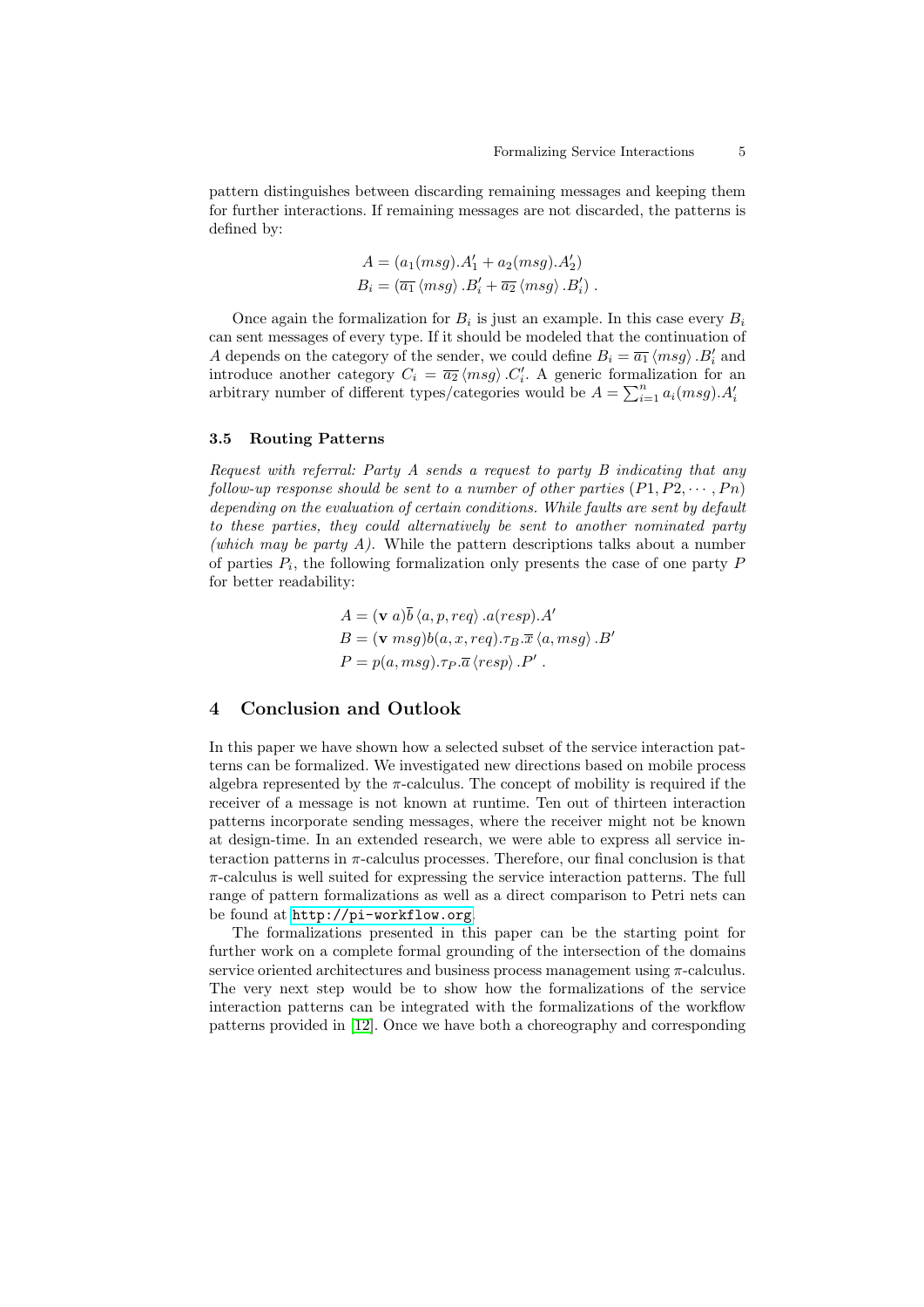pattern distinguishes between discarding remaining messages and keeping them for further interactions. If remaining messages are not discarded, the patterns is defined by:

$$A = (a_1(msg).A'_1 + a_2(msg).A'_2)$$
$$B_i = (\overline{a_1}\langle msg\rangle .B'_i + \overline{a_2}\langle msg\rangle .B'_i)\ .$$

Once again the formalization for $B_i$ is just an example. In this case every $B_i$ can sent messages of every type. If it should be modeled that the continuation of $A$ depends on the category of the sender, we could define $B_i = \overline{a_1}\langle msg\rangle .B'_i$ and introduce another category $C_i = \overline{a_2}\langle msg\rangle .C'_i$. A generic formalization for an arbitrary number of different types/categories would be $A = \sum_{i=1}^{n} a_i(msg).A'_i$

### 3.5 Routing Patterns

*Request with referral: Party A sends a request to party B indicating that any follow-up response should be sent to a number of other parties $(P1, P2, \cdots, Pn)$ depending on the evaluation of certain conditions. While faults are sent by default to these parties, they could alternatively be sent to another nominated party (which may be party A).* While the pattern descriptions talks about a number of parties $P_i$, the following formalization only presents the case of one party $P$ for better readability:

$$A = (\mathbf{v}\ a)\overline{b}\langle a, p, req\rangle .a(resp).A'$$
$$B = (\mathbf{v}\ msg)b(a, x, req).\tau_B.\overline{x}\langle a, msg\rangle .B'$$
$$P = p(a, msg).\tau_P.\overline{a}\langle resp\rangle .P'\ .$$

## 4 Conclusion and Outlook

In this paper we have shown how a selected subset of the service interaction patterns can be formalized. We investigated new directions based on mobile process algebra represented by the $\pi$-calculus. The concept of mobility is required if the receiver of a message is not known at runtime. Ten out of thirteen interaction patterns incorporate sending messages, where the receiver might not be known at design-time. In an extended research, we were able to express all service interaction patterns in $\pi$-calculus processes. Therefore, our final conclusion is that $\pi$-calculus is well suited for expressing the service interaction patterns. The full range of pattern formalizations as well as a direct comparison to Petri nets can be found at http://pi-workflow.org.

The formalizations presented in this paper can be the starting point for further work on a complete formal grounding of the intersection of the domains service oriented architectures and business process management using $\pi$-calculus. The very next step would be to show how the formalizations of the service interaction patterns can be integrated with the formalizations of the workflow patterns provided in [12]. Once we have both a choreography and corresponding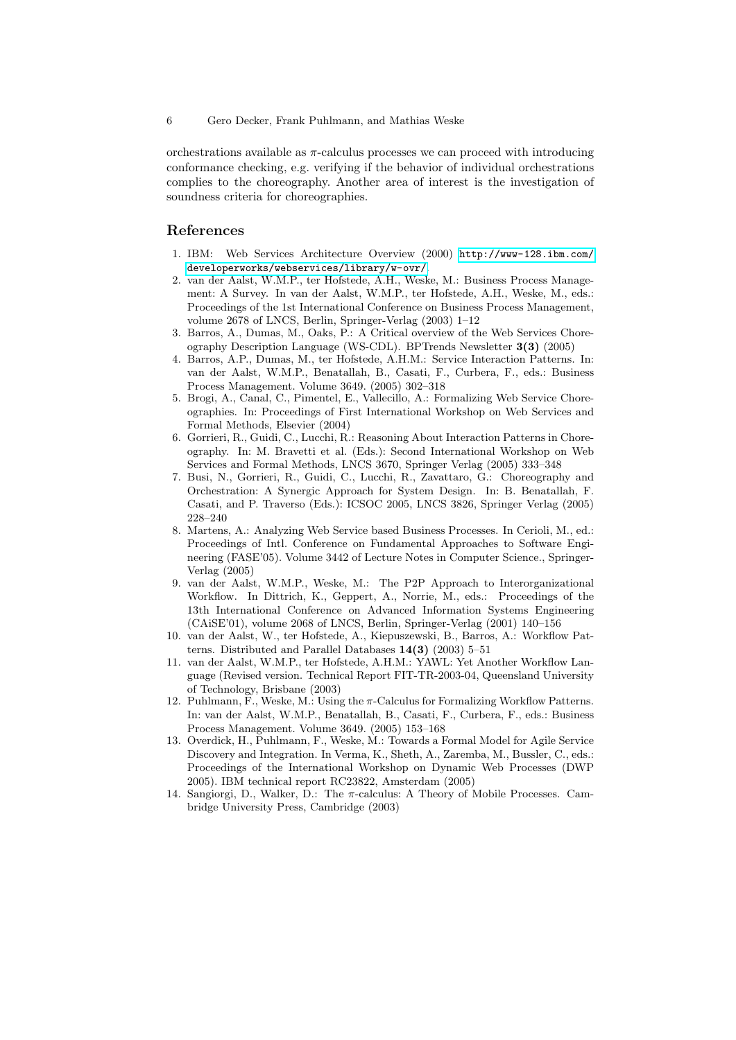orchestrations available as $\pi$-calculus processes we can proceed with introducing conformance checking, e.g. verifying if the behavior of individual orchestrations complies to the choreography. Another area of interest is the investigation of soundness criteria for choreographies.

## References

1. IBM: Web Services Architecture Overview (2000) http://www-128.ibm.com/developerworks/webservices/library/w-ovr/.
2. van der Aalst, W.M.P., ter Hofstede, A.H., Weske, M.: Business Process Management: A Survey. In van der Aalst, W.M.P., ter Hofstede, A.H., Weske, M., eds.: Proceedings of the 1st International Conference on Business Process Management, volume 2678 of LNCS, Berlin, Springer-Verlag (2003) 1–12
3. Barros, A., Dumas, M., Oaks, P.: A Critical overview of the Web Services Choreography Description Language (WS-CDL). BPTrends Newsletter **3(3)** (2005)
4. Barros, A.P., Dumas, M., ter Hofstede, A.H.M.: Service Interaction Patterns. In: van der Aalst, W.M.P., Benatallah, B., Casati, F., Curbera, F., eds.: Business Process Management. Volume 3649. (2005) 302–318
5. Brogi, A., Canal, C., Pimentel, E., Vallecillo, A.: Formalizing Web Service Choreographies. In: Proceedings of First International Workshop on Web Services and Formal Methods, Elsevier (2004)
6. Gorrieri, R., Guidi, C., Lucchi, R.: Reasoning About Interaction Patterns in Choreography. In: M. Bravetti et al. (Eds.): Second International Workshop on Web Services and Formal Methods, LNCS 3670, Springer Verlag (2005) 333–348
7. Busi, N., Gorrieri, R., Guidi, C., Lucchi, R., Zavattaro, G.: Choreography and Orchestration: A Synergic Approach for System Design. In: B. Benatallah, F. Casati, and P. Traverso (Eds.): ICSOC 2005, LNCS 3826, Springer Verlag (2005) 228–240
8. Martens, A.: Analyzing Web Service based Business Processes. In Cerioli, M., ed.: Proceedings of Intl. Conference on Fundamental Approaches to Software Engineering (FASE'05). Volume 3442 of Lecture Notes in Computer Science., Springer-Verlag (2005)
9. van der Aalst, W.M.P., Weske, M.: The P2P Approach to Interorganizational Workflow. In Dittrich, K., Geppert, A., Norrie, M., eds.: Proceedings of the 13th International Conference on Advanced Information Systems Engineering (CAiSE'01), volume 2068 of LNCS, Berlin, Springer-Verlag (2001) 140–156
10. van der Aalst, W., ter Hofstede, A., Kiepuszewski, B., Barros, A.: Workflow Patterns. Distributed and Parallel Databases **14(3)** (2003) 5–51
11. van der Aalst, W.M.P., ter Hofstede, A.H.M.: YAWL: Yet Another Workflow Language (Revised version. Technical Report FIT-TR-2003-04, Queensland University of Technology, Brisbane (2003)
12. Puhlmann, F., Weske, M.: Using the $\pi$-Calculus for Formalizing Workflow Patterns. In: van der Aalst, W.M.P., Benatallah, B., Casati, F., Curbera, F., eds.: Business Process Management. Volume 3649. (2005) 153–168
13. Overdick, H., Puhlmann, F., Weske, M.: Towards a Formal Model for Agile Service Discovery and Integration. In Verma, K., Sheth, A., Zaremba, M., Bussler, C., eds.: Proceedings of the International Workshop on Dynamic Web Processes (DWP 2005). IBM technical report RC23822, Amsterdam (2005)
14. Sangiorgi, D., Walker, D.: The $\pi$-calculus: A Theory of Mobile Processes. Cambridge University Press, Cambridge (2003)